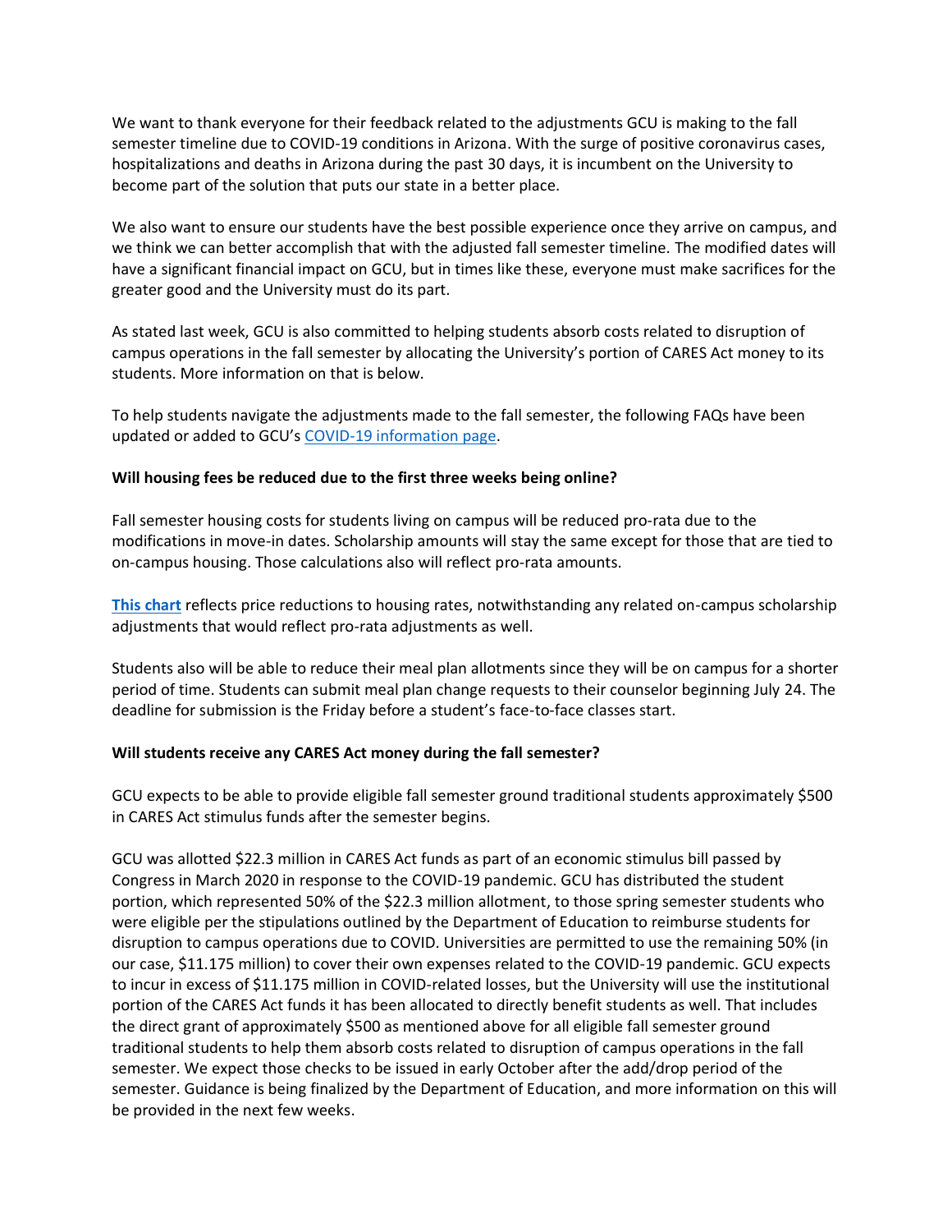We want to thank everyone for their feedback related to the adjustments GCU is making to the fall semester timeline due to COVID-19 conditions in Arizona. With the surge of positive coronavirus cases, hospitalizations and deaths in Arizona during the past 30 days, it is incumbent on the University to become part of the solution that puts our state in a better place.

We also want to ensure our students have the best possible experience once they arrive on campus, and we think we can better accomplish that with the adjusted fall semester timeline. The modified dates will have a significant financial impact on GCU, but in times like these, everyone must make sacrifices for the greater good and the University must do its part.

As stated last week, GCU is also committed to helping students absorb costs related to disruption of campus operations in the fall semester by allocating the University's portion of CARES Act money to its students. More information on that is below.

To help students navigate the adjustments made to the fall semester, the following FAQs have been updated or added to GCU's [COVID-19 information page](#).

**Will housing fees be reduced due to the first three weeks being online?**

Fall semester housing costs for students living on campus will be reduced pro-rata due to the modifications in move-in dates. Scholarship amounts will stay the same except for those that are tied to on-campus housing. Those calculations also will reflect pro-rata amounts.

**[This chart](#)** reflects price reductions to housing rates, notwithstanding any related on-campus scholarship adjustments that would reflect pro-rata adjustments as well.

Students also will be able to reduce their meal plan allotments since they will be on campus for a shorter period of time. Students can submit meal plan change requests to their counselor beginning July 24. The deadline for submission is the Friday before a student's face-to-face classes start.

**Will students receive any CARES Act money during the fall semester?**

GCU expects to be able to provide eligible fall semester ground traditional students approximately $500 in CARES Act stimulus funds after the semester begins.

GCU was allotted $22.3 million in CARES Act funds as part of an economic stimulus bill passed by Congress in March 2020 in response to the COVID-19 pandemic. GCU has distributed the student portion, which represented 50% of the $22.3 million allotment, to those spring semester students who were eligible per the stipulations outlined by the Department of Education to reimburse students for disruption to campus operations due to COVID. Universities are permitted to use the remaining 50% (in our case, $11.175 million) to cover their own expenses related to the COVID-19 pandemic. GCU expects to incur in excess of $11.175 million in COVID-related losses, but the University will use the institutional portion of the CARES Act funds it has been allocated to directly benefit students as well. That includes the direct grant of approximately $500 as mentioned above for all eligible fall semester ground traditional students to help them absorb costs related to disruption of campus operations in the fall semester. We expect those checks to be issued in early October after the add/drop period of the semester. Guidance is being finalized by the Department of Education, and more information on this will be provided in the next few weeks.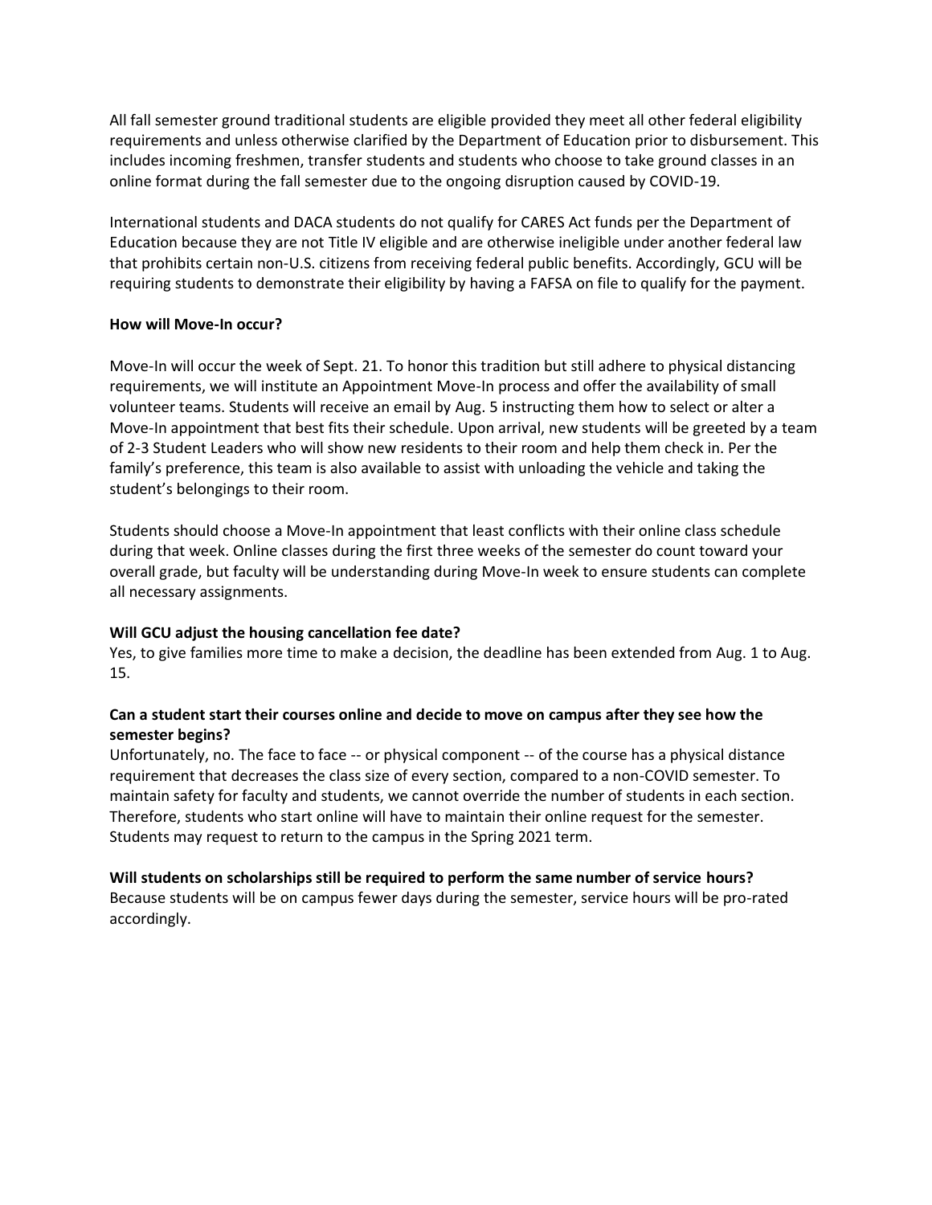All fall semester ground traditional students are eligible provided they meet all other federal eligibility requirements and unless otherwise clarified by the Department of Education prior to disbursement. This includes incoming freshmen, transfer students and students who choose to take ground classes in an online format during the fall semester due to the ongoing disruption caused by COVID-19.

International students and DACA students do not qualify for CARES Act funds per the Department of Education because they are not Title IV eligible and are otherwise ineligible under another federal law that prohibits certain non-U.S. citizens from receiving federal public benefits. Accordingly, GCU will be requiring students to demonstrate their eligibility by having a FAFSA on file to qualify for the payment.

**How will Move-In occur?**

Move-In will occur the week of Sept. 21. To honor this tradition but still adhere to physical distancing requirements, we will institute an Appointment Move-In process and offer the availability of small volunteer teams. Students will receive an email by Aug. 5 instructing them how to select or alter a Move-In appointment that best fits their schedule. Upon arrival, new students will be greeted by a team of 2-3 Student Leaders who will show new residents to their room and help them check in. Per the family's preference, this team is also available to assist with unloading the vehicle and taking the student's belongings to their room.

Students should choose a Move-In appointment that least conflicts with their online class schedule during that week. Online classes during the first three weeks of the semester do count toward your overall grade, but faculty will be understanding during Move-In week to ensure students can complete all necessary assignments.

**Will GCU adjust the housing cancellation fee date?**

Yes, to give families more time to make a decision, the deadline has been extended from Aug. 1 to Aug. 15.

**Can a student start their courses online and decide to move on campus after they see how the semester begins?**

Unfortunately, no. The face to face -- or physical component -- of the course has a physical distance requirement that decreases the class size of every section, compared to a non-COVID semester. To maintain safety for faculty and students, we cannot override the number of students in each section. Therefore, students who start online will have to maintain their online request for the semester. Students may request to return to the campus in the Spring 2021 term.

**Will students on scholarships still be required to perform the same number of service hours?**

Because students will be on campus fewer days during the semester, service hours will be pro-rated accordingly.